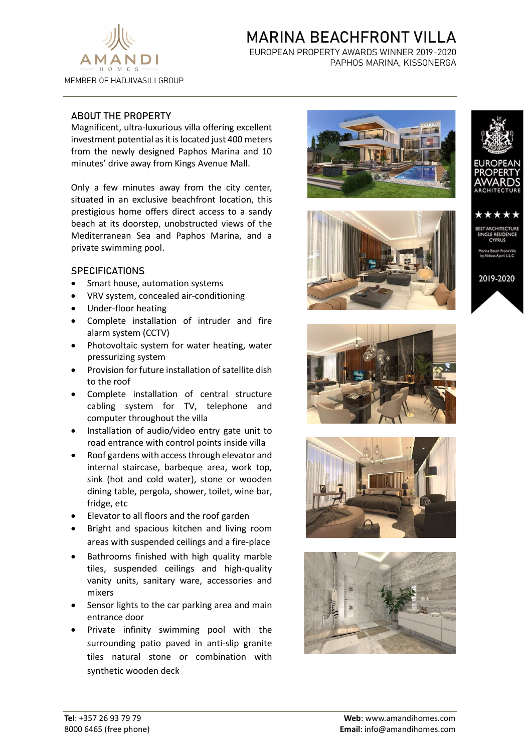AMANDI HOMES

MEMBER OF HADJIVASILI GROUP

# MARINA BEACHFRONT VILLA

EUROPEAN PROPERTY AWARDS WINNER 2019-2020

PAPHOS MARINA, KISSONERGA

## ABOUT THE PROPERTY

Magnificent, ultra-luxurious villa offering excellent investment potential as it is located just 400 meters from the newly designed Paphos Marina and 10 minutes' drive away from Kings Avenue Mall.

Only a few minutes away from the city center, situated in an exclusive beachfront location, this prestigious home offers direct access to a sandy beach at its doorstep, unobstructed views of the Mediterranean Sea and Paphos Marina, and a private swimming pool.

## SPECIFICATIONS

- Smart house, automation systems
- VRV system, concealed air-conditioning
- Under-floor heating
- Complete installation of intruder and fire alarm system (CCTV)
- Photovoltaic system for water heating, water pressurizing system
- Provision for future installation of satellite dish to the roof
- Complete installation of central structure cabling system for TV, telephone and computer throughout the villa
- Installation of audio/video entry gate unit to road entrance with control points inside villa
- Roof gardens with access through elevator and internal staircase, barbeque area, work top, sink (hot and cold water), stone or wooden dining table, pergola, shower, toilet, wine bar, fridge, etc
- Elevator to all floors and the roof garden
- Bright and spacious kitchen and living room areas with suspended ceilings and a fire-place
- Bathrooms finished with high quality marble tiles, suspended ceilings and high-quality vanity units, sanitary ware, accessories and mixers
- Sensor lights to the car parking area and main entrance door
- Private infinity swimming pool with the surrounding patio paved in anti-slip granite tiles natural stone or combination with synthetic wooden deck

EUROPEAN PROPERTY AWARDS ARCHITECTURE

★★★★★

BEST ARCHITECTURE SINGLE RESIDENCE CYPRUS

Marina Beach Front Villa by Abbass Ajami LLC

2019-2020

**Tel**: +357 26 93 79 79
8000 6465 (free phone)

**Web**: www.amandihomes.com
**Email**: info@amandihomes.com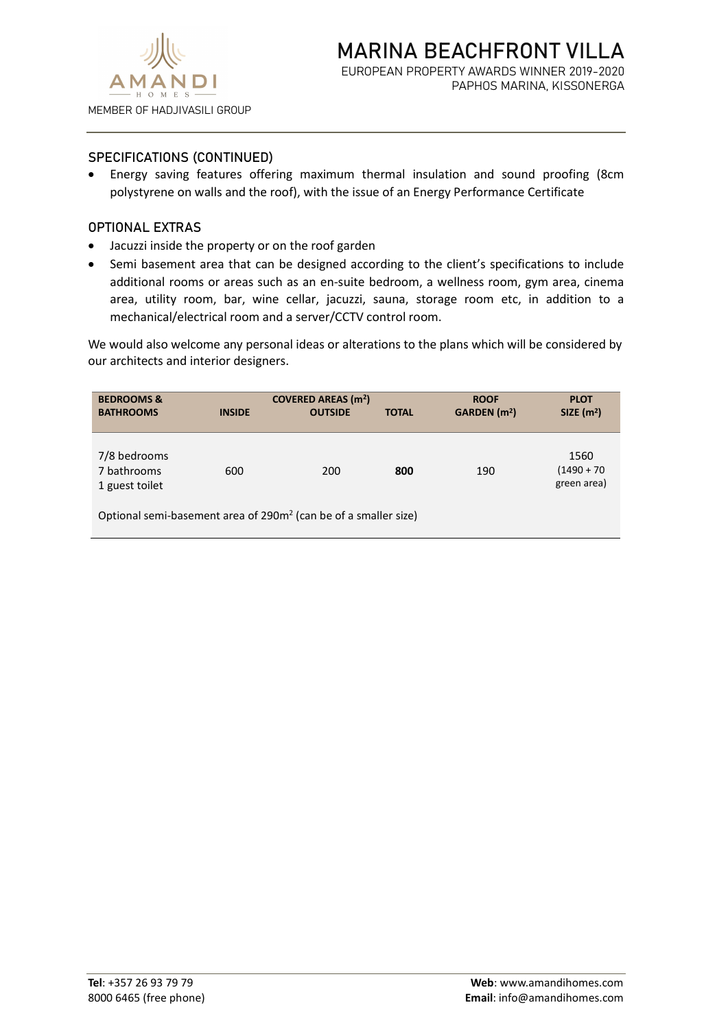## SPECIFICATIONS (CONTINUED)

- Energy saving features offering maximum thermal insulation and sound proofing (8cm polystyrene on walls and the roof), with the issue of an Energy Performance Certificate

## OPTIONAL EXTRAS

- Jacuzzi inside the property or on the roof garden
- Semi basement area that can be designed according to the client's specifications to include additional rooms or areas such as an en-suite bedroom, a wellness room, gym area, cinema area, utility room, bar, wine cellar, jacuzzi, sauna, storage room etc, in addition to a mechanical/electrical room and a server/CCTV control room.

We would also welcome any personal ideas or alterations to the plans which will be considered by our architects and interior designers.

| BEDROOMS & BATHROOMS | COVERED AREAS ($m^2$) INSIDE | OUTSIDE | TOTAL | ROOF GARDEN ($m^2$) | PLOT SIZE ($m^2$) |
|---|---|---|---|---|---|
| 7/8 bedrooms<br>7 bathrooms<br>1 guest toilet | 600 | 200 | **800** | 190 | 1560<br>(1490 + 70 green area) |
| Optional semi-basement area of 290$m^2$ (can be of a smaller size) | | | | | |